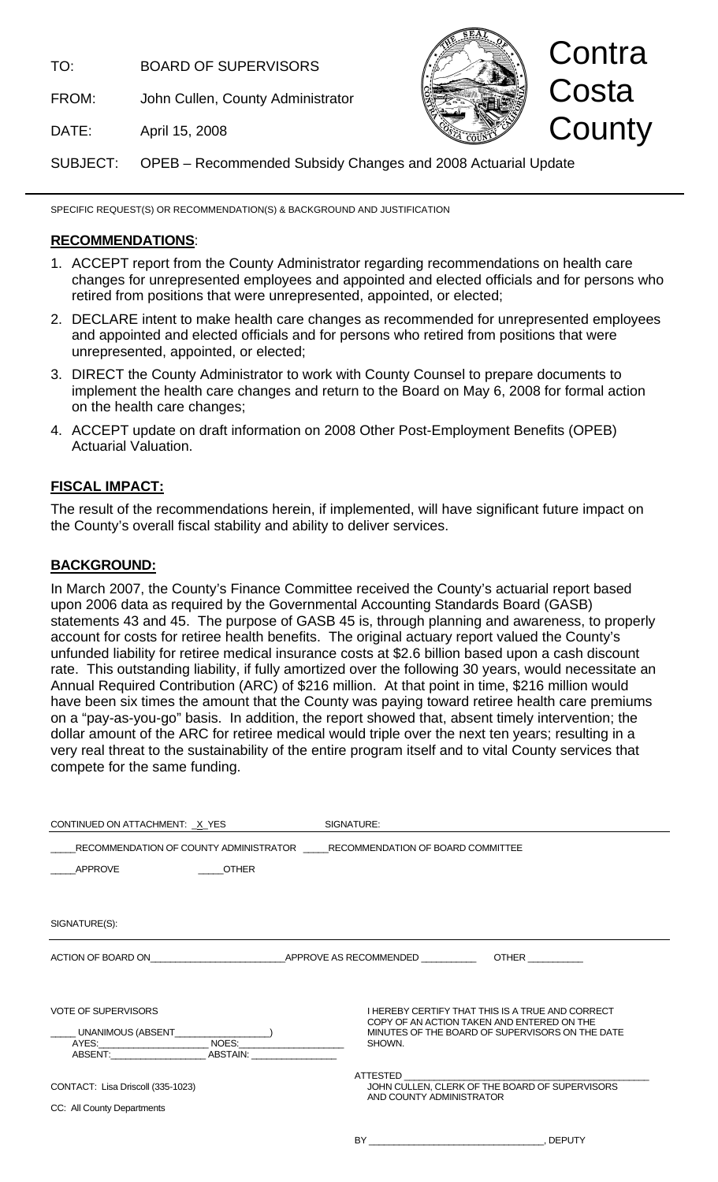TO: BOARD OF SUPERVISORS

FROM: John Cullen, County Administrator

DATE: April 15, 2008

Contra Costa County

SUBJECT: OPEB – Recommended Subsidy Changes and 2008 Actuarial Update

SPECIFIC REQUEST(S) OR RECOMMENDATION(S) & BACKGROUND AND JUSTIFICATION

## RECOMMENDATIONS:

1. ACCEPT report from the County Administrator regarding recommendations on health care changes for unrepresented employees and appointed and elected officials and for persons who retired from positions that were unrepresented, appointed, or elected;
2. DECLARE intent to make health care changes as recommended for unrepresented employees and appointed and elected officials and for persons who retired from positions that were unrepresented, appointed, or elected;
3. DIRECT the County Administrator to work with County Counsel to prepare documents to implement the health care changes and return to the Board on May 6, 2008 for formal action on the health care changes;
4. ACCEPT update on draft information on 2008 Other Post-Employment Benefits (OPEB) Actuarial Valuation.

## FISCAL IMPACT:

The result of the recommendations herein, if implemented, will have significant future impact on the County's overall fiscal stability and ability to deliver services.

## BACKGROUND:

In March 2007, the County's Finance Committee received the County's actuarial report based upon 2006 data as required by the Governmental Accounting Standards Board (GASB) statements 43 and 45. The purpose of GASB 45 is, through planning and awareness, to properly account for costs for retiree health benefits. The original actuary report valued the County's unfunded liability for retiree medical insurance costs at $2.6 billion based upon a cash discount rate. This outstanding liability, if fully amortized over the following 30 years, would necessitate an Annual Required Contribution (ARC) of $216 million. At that point in time, $216 million would have been six times the amount that the County was paying toward retiree health care premiums on a "pay-as-you-go" basis. In addition, the report showed that, absent timely intervention; the dollar amount of the ARC for retiree medical would triple over the next ten years; resulting in a very real threat to the sustainability of the entire program itself and to vital County services that compete for the same funding.

CONTINUED ON ATTACHMENT: _X_YES SIGNATURE:

____RECOMMENDATION OF COUNTY ADMINISTRATOR ____RECOMMENDATION OF BOARD COMMITTEE

____APPROVE ____OTHER

SIGNATURE(S):

ACTION OF BOARD ON________________________APPROVE AS RECOMMENDED __________ OTHER __________

VOTE OF SUPERVISORS

____ UNANIMOUS (ABSENT_________________)
AYES:___________________ NOES:___________________
ABSENT:_________________ ABSTAIN: _______________

I HEREBY CERTIFY THAT THIS IS A TRUE AND CORRECT COPY OF AN ACTION TAKEN AND ENTERED ON THE MINUTES OF THE BOARD OF SUPERVISORS ON THE DATE SHOWN.

CONTACT: Lisa Driscoll (335-1023)

CC: All County Departments

ATTESTED ______________________________________________
JOHN CULLEN, CLERK OF THE BOARD OF SUPERVISORS AND COUNTY ADMINISTRATOR

BY ________________________________, DEPUTY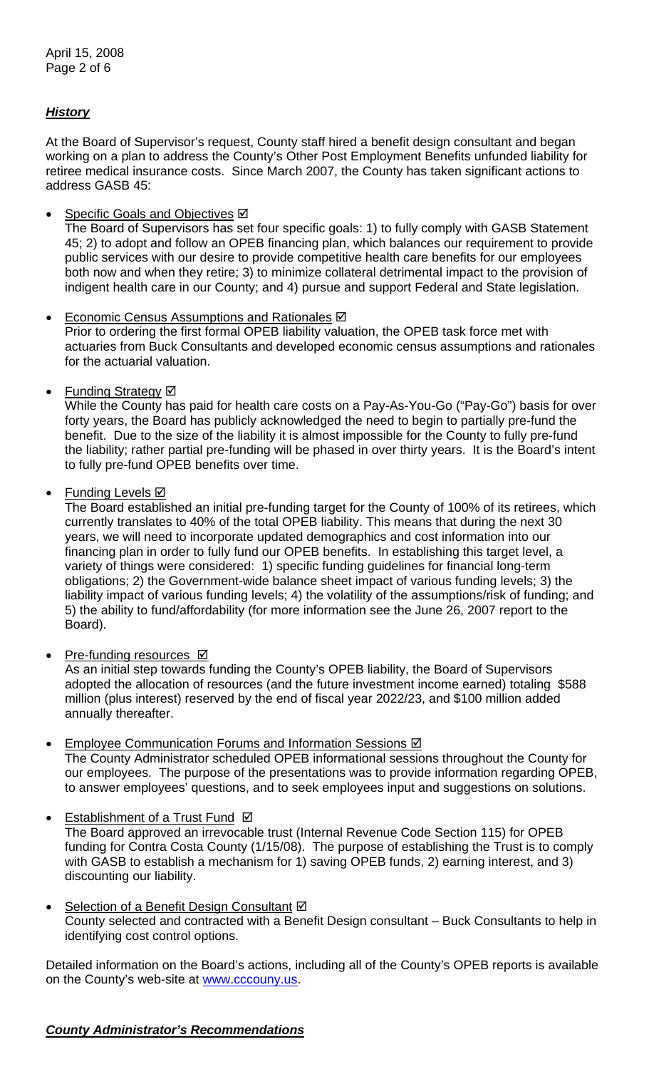## ***History***

At the Board of Supervisor's request, County staff hired a benefit design consultant and began working on a plan to address the County's Other Post Employment Benefits unfunded liability for retiree medical insurance costs. Since March 2007, the County has taken significant actions to address GASB 45:

- Specific Goals and Objectives ☑
  The Board of Supervisors has set four specific goals: 1) to fully comply with GASB Statement 45; 2) to adopt and follow an OPEB financing plan, which balances our requirement to provide public services with our desire to provide competitive health care benefits for our employees both now and when they retire; 3) to minimize collateral detrimental impact to the provision of indigent health care in our County; and 4) pursue and support Federal and State legislation.

- Economic Census Assumptions and Rationales ☑
  Prior to ordering the first formal OPEB liability valuation, the OPEB task force met with actuaries from Buck Consultants and developed economic census assumptions and rationales for the actuarial valuation.

- Funding Strategy ☑
  While the County has paid for health care costs on a Pay-As-You-Go ("Pay-Go") basis for over forty years, the Board has publicly acknowledged the need to begin to partially pre-fund the benefit. Due to the size of the liability it is almost impossible for the County to fully pre-fund the liability; rather partial pre-funding will be phased in over thirty years. It is the Board's intent to fully pre-fund OPEB benefits over time.

- Funding Levels ☑
  The Board established an initial pre-funding target for the County of 100% of its retirees, which currently translates to 40% of the total OPEB liability. This means that during the next 30 years, we will need to incorporate updated demographics and cost information into our financing plan in order to fully fund our OPEB benefits. In establishing this target level, a variety of things were considered: 1) specific funding guidelines for financial long-term obligations; 2) the Government-wide balance sheet impact of various funding levels; 3) the liability impact of various funding levels; 4) the volatility of the assumptions/risk of funding; and 5) the ability to fund/affordability (for more information see the June 26, 2007 report to the Board).

- Pre-funding resources ☑
  As an initial step towards funding the County's OPEB liability, the Board of Supervisors adopted the allocation of resources (and the future investment income earned) totaling $588 million (plus interest) reserved by the end of fiscal year 2022/23, and $100 million added annually thereafter.

- Employee Communication Forums and Information Sessions ☑
  The County Administrator scheduled OPEB informational sessions throughout the County for our employees. The purpose of the presentations was to provide information regarding OPEB, to answer employees' questions, and to seek employees input and suggestions on solutions.

- Establishment of a Trust Fund ☑
  The Board approved an irrevocable trust (Internal Revenue Code Section 115) for OPEB funding for Contra Costa County (1/15/08). The purpose of establishing the Trust is to comply with GASB to establish a mechanism for 1) saving OPEB funds, 2) earning interest, and 3) discounting our liability.

- Selection of a Benefit Design Consultant ☑
  County selected and contracted with a Benefit Design consultant – Buck Consultants to help in identifying cost control options.

Detailed information on the Board's actions, including all of the County's OPEB reports is available on the County's web-site at www.cccouny.us.

## ***County Administrator's Recommendations***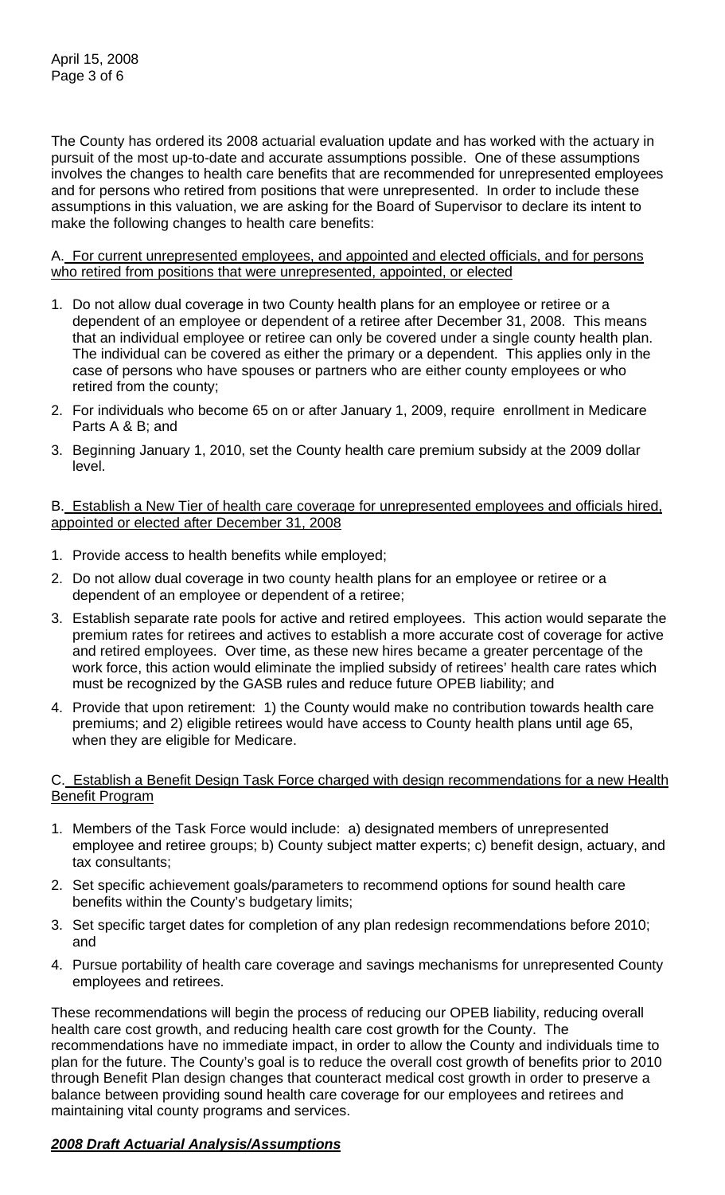The County has ordered its 2008 actuarial evaluation update and has worked with the actuary in pursuit of the most up-to-date and accurate assumptions possible. One of these assumptions involves the changes to health care benefits that are recommended for unrepresented employees and for persons who retired from positions that were unrepresented. In order to include these assumptions in this valuation, we are asking for the Board of Supervisor to declare its intent to make the following changes to health care benefits:

A. <u>For current unrepresented employees, and appointed and elected officials, and for persons who retired from positions that were unrepresented, appointed, or elected</u>

1. Do not allow dual coverage in two County health plans for an employee or retiree or a dependent of an employee or dependent of a retiree after December 31, 2008. This means that an individual employee or retiree can only be covered under a single county health plan. The individual can be covered as either the primary or a dependent. This applies only in the case of persons who have spouses or partners who are either county employees or who retired from the county;
2. For individuals who become 65 on or after January 1, 2009, require enrollment in Medicare Parts A & B; and
3. Beginning January 1, 2010, set the County health care premium subsidy at the 2009 dollar level.

B. <u>Establish a New Tier of health care coverage for unrepresented employees and officials hired, appointed or elected after December 31, 2008</u>

1. Provide access to health benefits while employed;
2. Do not allow dual coverage in two county health plans for an employee or retiree or a dependent of an employee or dependent of a retiree;
3. Establish separate rate pools for active and retired employees. This action would separate the premium rates for retirees and actives to establish a more accurate cost of coverage for active and retired employees. Over time, as these new hires became a greater percentage of the work force, this action would eliminate the implied subsidy of retirees' health care rates which must be recognized by the GASB rules and reduce future OPEB liability; and
4. Provide that upon retirement: 1) the County would make no contribution towards health care premiums; and 2) eligible retirees would have access to County health plans until age 65, when they are eligible for Medicare.

C. <u>Establish a Benefit Design Task Force charged with design recommendations for a new Health Benefit Program</u>

1. Members of the Task Force would include: a) designated members of unrepresented employee and retiree groups; b) County subject matter experts; c) benefit design, actuary, and tax consultants;
2. Set specific achievement goals/parameters to recommend options for sound health care benefits within the County's budgetary limits;
3. Set specific target dates for completion of any plan redesign recommendations before 2010; and
4. Pursue portability of health care coverage and savings mechanisms for unrepresented County employees and retirees.

These recommendations will begin the process of reducing our OPEB liability, reducing overall health care cost growth, and reducing health care cost growth for the County. The recommendations have no immediate impact, in order to allow the County and individuals time to plan for the future. The County's goal is to reduce the overall cost growth of benefits prior to 2010 through Benefit Plan design changes that counteract medical cost growth in order to preserve a balance between providing sound health care coverage for our employees and retirees and maintaining vital county programs and services.

***<u>2008 Draft Actuarial Analysis/Assumptions</u>***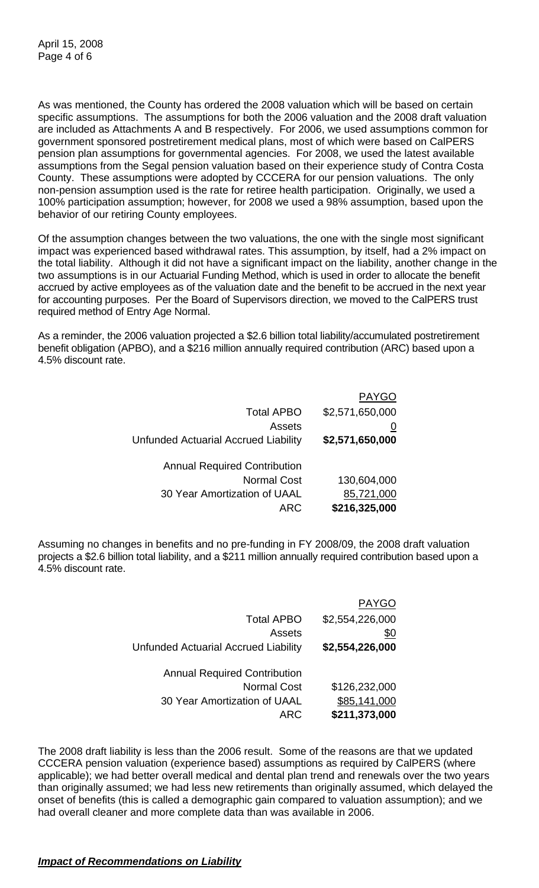As was mentioned, the County has ordered the 2008 valuation which will be based on certain specific assumptions. The assumptions for both the 2006 valuation and the 2008 draft valuation are included as Attachments A and B respectively. For 2006, we used assumptions common for government sponsored postretirement medical plans, most of which were based on CalPERS pension plan assumptions for governmental agencies. For 2008, we used the latest available assumptions from the Segal pension valuation based on their experience study of Contra Costa County. These assumptions were adopted by CCCERA for our pension valuations. The only non-pension assumption used is the rate for retiree health participation. Originally, we used a 100% participation assumption; however, for 2008 we used a 98% assumption, based upon the behavior of our retiring County employees.

Of the assumption changes between the two valuations, the one with the single most significant impact was experienced based withdrawal rates. This assumption, by itself, had a 2% impact on the total liability. Although it did not have a significant impact on the liability, another change in the two assumptions is in our Actuarial Funding Method, which is used in order to allocate the benefit accrued by active employees as of the valuation date and the benefit to be accrued in the next year for accounting purposes. Per the Board of Supervisors direction, we moved to the CalPERS trust required method of Entry Age Normal.

As a reminder, the 2006 valuation projected a $2.6 billion total liability/accumulated postretirement benefit obligation (APBO), and a $216 million annually required contribution (ARC) based upon a 4.5% discount rate.

| | PAYGO |
|---|---|
| Total APBO | $2,571,650,000 |
| Assets | 0 |
| Unfunded Actuarial Accrued Liability | **$2,571,650,000** |
| Annual Required Contribution | |
| Normal Cost | 130,604,000 |
| 30 Year Amortization of UAAL | 85,721,000 |
| ARC | **$216,325,000** |

Assuming no changes in benefits and no pre-funding in FY 2008/09, the 2008 draft valuation projects a $2.6 billion total liability, and a $211 million annually required contribution based upon a 4.5% discount rate.

| | PAYGO |
|---|---|
| Total APBO | $2,554,226,000 |
| Assets | $0 |
| Unfunded Actuarial Accrued Liability | **$2,554,226,000** |
| Annual Required Contribution | |
| Normal Cost | $126,232,000 |
| 30 Year Amortization of UAAL | $85,141,000 |
| ARC | **$211,373,000** |

The 2008 draft liability is less than the 2006 result. Some of the reasons are that we updated CCCERA pension valuation (experience based) assumptions as required by CalPERS (where applicable); we had better overall medical and dental plan trend and renewals over the two years than originally assumed; we had less new retirements than originally assumed, which delayed the onset of benefits (this is called a demographic gain compared to valuation assumption); and we had overall cleaner and more complete data than was available in 2006.

***Impact of Recommendations on Liability***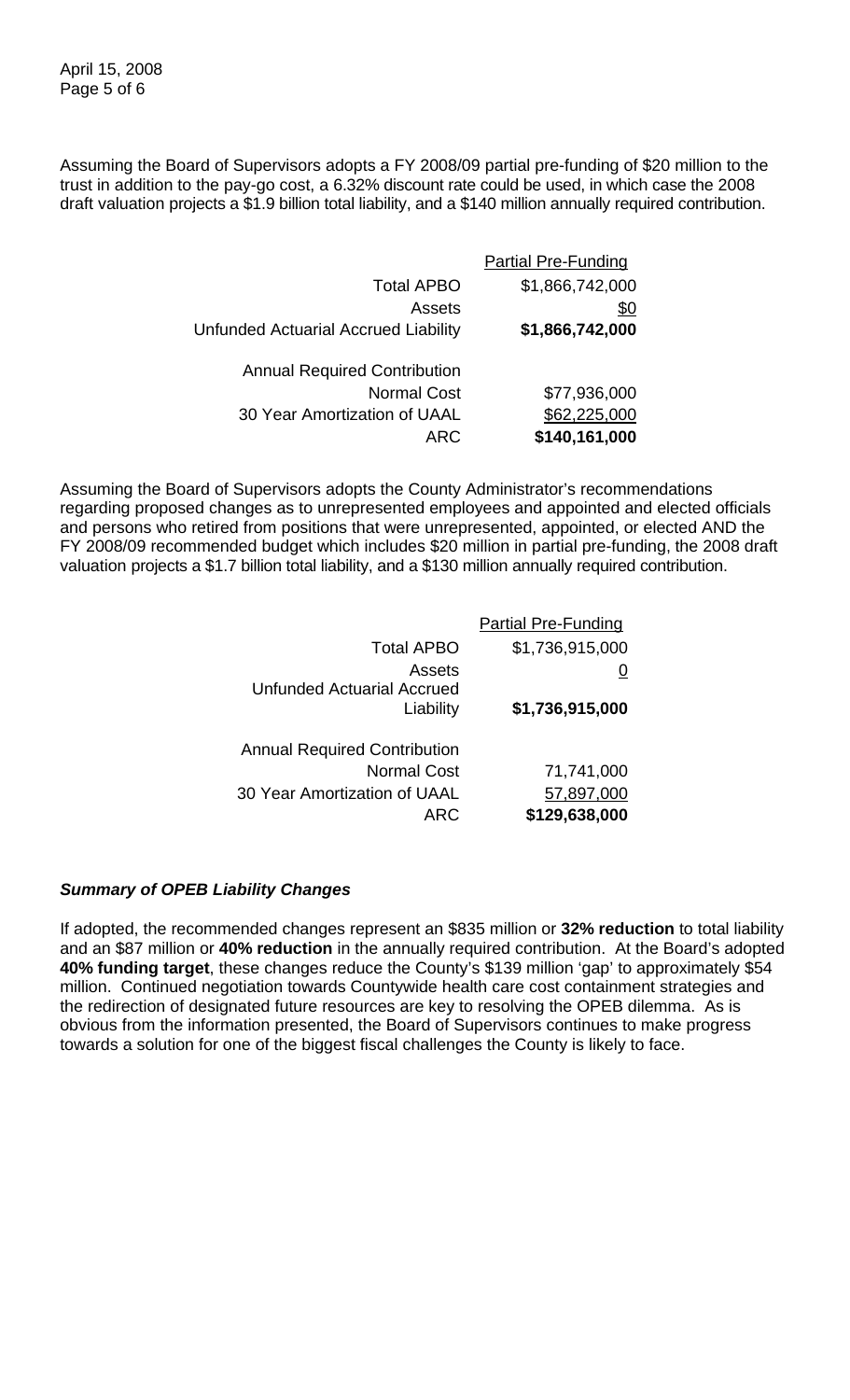Assuming the Board of Supervisors adopts a FY 2008/09 partial pre-funding of $20 million to the trust in addition to the pay-go cost, a 6.32% discount rate could be used, in which case the 2008 draft valuation projects a $1.9 billion total liability, and a $140 million annually required contribution.

| | Partial Pre-Funding |
|---|---|
| Total APBO | $1,866,742,000 |
| Assets | $0 |
| Unfunded Actuarial Accrued Liability | **$1,866,742,000** |
| | |
| Annual Required Contribution | |
| Normal Cost | $77,936,000 |
| 30 Year Amortization of UAAL | $62,225,000 |
| ARC | **$140,161,000** |

Assuming the Board of Supervisors adopts the County Administrator's recommendations regarding proposed changes as to unrepresented employees and appointed and elected officials and persons who retired from positions that were unrepresented, appointed, or elected AND the FY 2008/09 recommended budget which includes $20 million in partial pre-funding, the 2008 draft valuation projects a $1.7 billion total liability, and a $130 million annually required contribution.

| | Partial Pre-Funding |
|---|---|
| Total APBO | $1,736,915,000 |
| Assets | 0 |
| Unfunded Actuarial Accrued Liability | **$1,736,915,000** |
| | |
| Annual Required Contribution | |
| Normal Cost | 71,741,000 |
| 30 Year Amortization of UAAL | 57,897,000 |
| ARC | **$129,638,000** |

***Summary of OPEB Liability Changes***

If adopted, the recommended changes represent an $835 million or **32% reduction** to total liability and an $87 million or **40% reduction** in the annually required contribution. At the Board's adopted **40% funding target**, these changes reduce the County's $139 million 'gap' to approximately $54 million. Continued negotiation towards Countywide health care cost containment strategies and the redirection of designated future resources are key to resolving the OPEB dilemma. As is obvious from the information presented, the Board of Supervisors continues to make progress towards a solution for one of the biggest fiscal challenges the County is likely to face.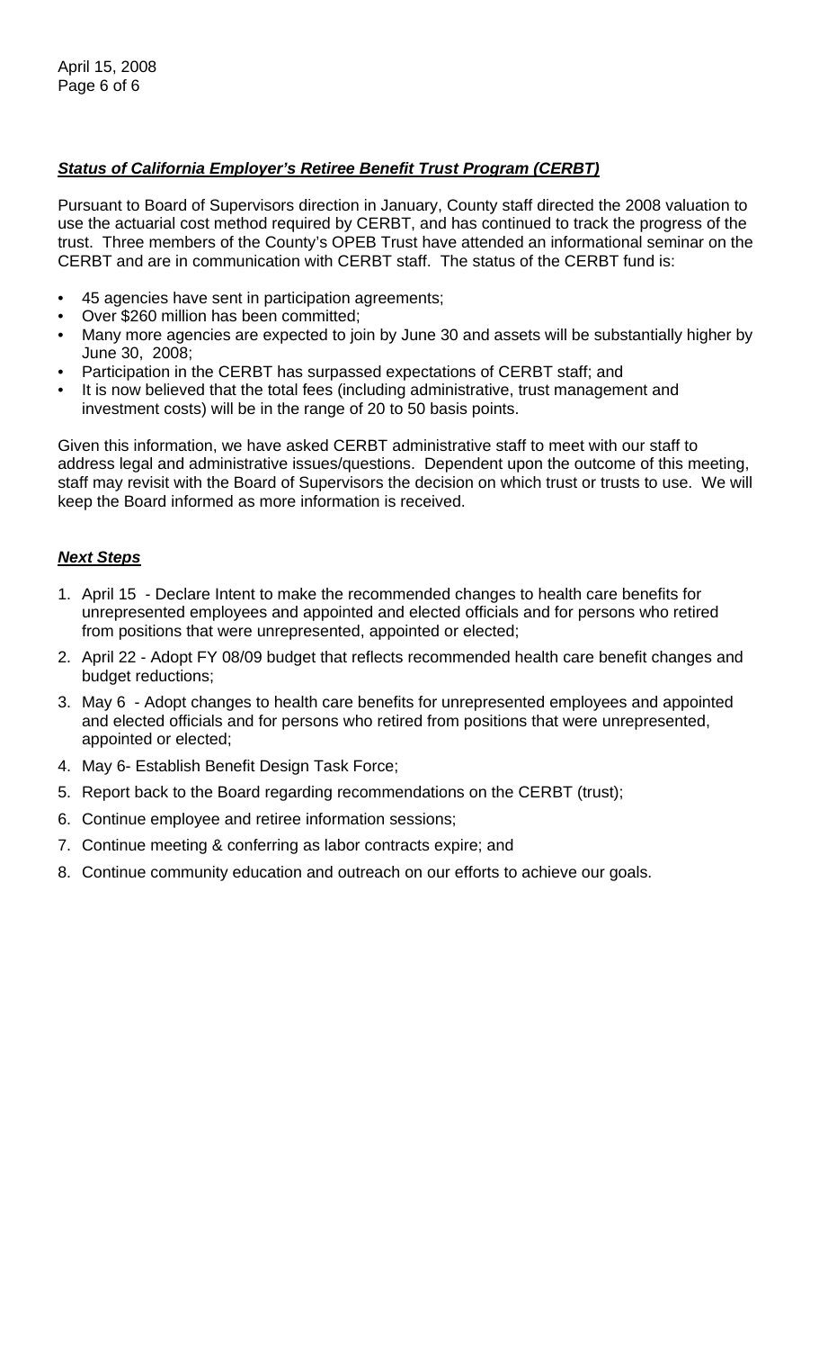### ***Status of California Employer's Retiree Benefit Trust Program (CERBT)***

Pursuant to Board of Supervisors direction in January, County staff directed the 2008 valuation to use the actuarial cost method required by CERBT, and has continued to track the progress of the trust. Three members of the County's OPEB Trust have attended an informational seminar on the CERBT and are in communication with CERBT staff. The status of the CERBT fund is:

- 45 agencies have sent in participation agreements;
- Over $260 million has been committed;
- Many more agencies are expected to join by June 30 and assets will be substantially higher by June 30, 2008;
- Participation in the CERBT has surpassed expectations of CERBT staff; and
- It is now believed that the total fees (including administrative, trust management and investment costs) will be in the range of 20 to 50 basis points.

Given this information, we have asked CERBT administrative staff to meet with our staff to address legal and administrative issues/questions. Dependent upon the outcome of this meeting, staff may revisit with the Board of Supervisors the decision on which trust or trusts to use. We will keep the Board informed as more information is received.

### ***Next Steps***

1. April 15 - Declare Intent to make the recommended changes to health care benefits for unrepresented employees and appointed and elected officials and for persons who retired from positions that were unrepresented, appointed or elected;
2. April 22 - Adopt FY 08/09 budget that reflects recommended health care benefit changes and budget reductions;
3. May 6 - Adopt changes to health care benefits for unrepresented employees and appointed and elected officials and for persons who retired from positions that were unrepresented, appointed or elected;
4. May 6- Establish Benefit Design Task Force;
5. Report back to the Board regarding recommendations on the CERBT (trust);
6. Continue employee and retiree information sessions;
7. Continue meeting & conferring as labor contracts expire; and
8. Continue community education and outreach on our efforts to achieve our goals.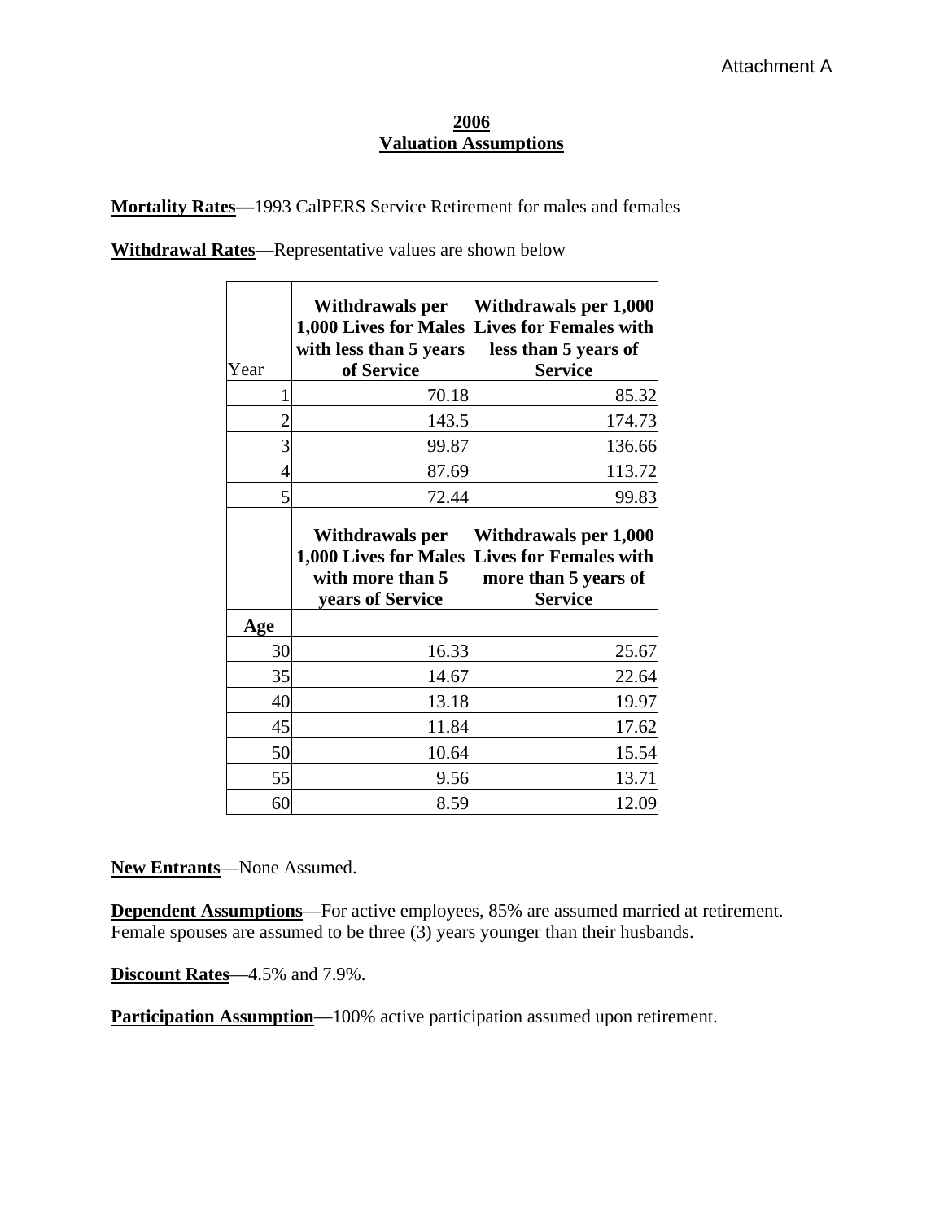Attachment A

## 2006
## Valuation Assumptions

**Mortality Rates—**1993 CalPERS Service Retirement for males and females

**Withdrawal Rates**—Representative values are shown below

| Year | Withdrawals per 1,000 Lives for Males with less than 5 years of Service | Withdrawals per 1,000 Lives for Females with less than 5 years of Service |
|---|---|---|
| 1 | 70.18 | 85.32 |
| 2 | 143.5 | 174.73 |
| 3 | 99.87 | 136.66 |
| 4 | 87.69 | 113.72 |
| 5 | 72.44 | 99.83 |
| | **Withdrawals per 1,000 Lives for Males with more than 5 years of Service** | **Withdrawals per 1,000 Lives for Females with more than 5 years of Service** |
| **Age** | | |
| 30 | 16.33 | 25.67 |
| 35 | 14.67 | 22.64 |
| 40 | 13.18 | 19.97 |
| 45 | 11.84 | 17.62 |
| 50 | 10.64 | 15.54 |
| 55 | 9.56 | 13.71 |
| 60 | 8.59 | 12.09 |

**New Entrants**—None Assumed.

**Dependent Assumptions**—For active employees, 85% are assumed married at retirement. Female spouses are assumed to be three (3) years younger than their husbands.

**Discount Rates**—4.5% and 7.9%.

**Participation Assumption**—100% active participation assumed upon retirement.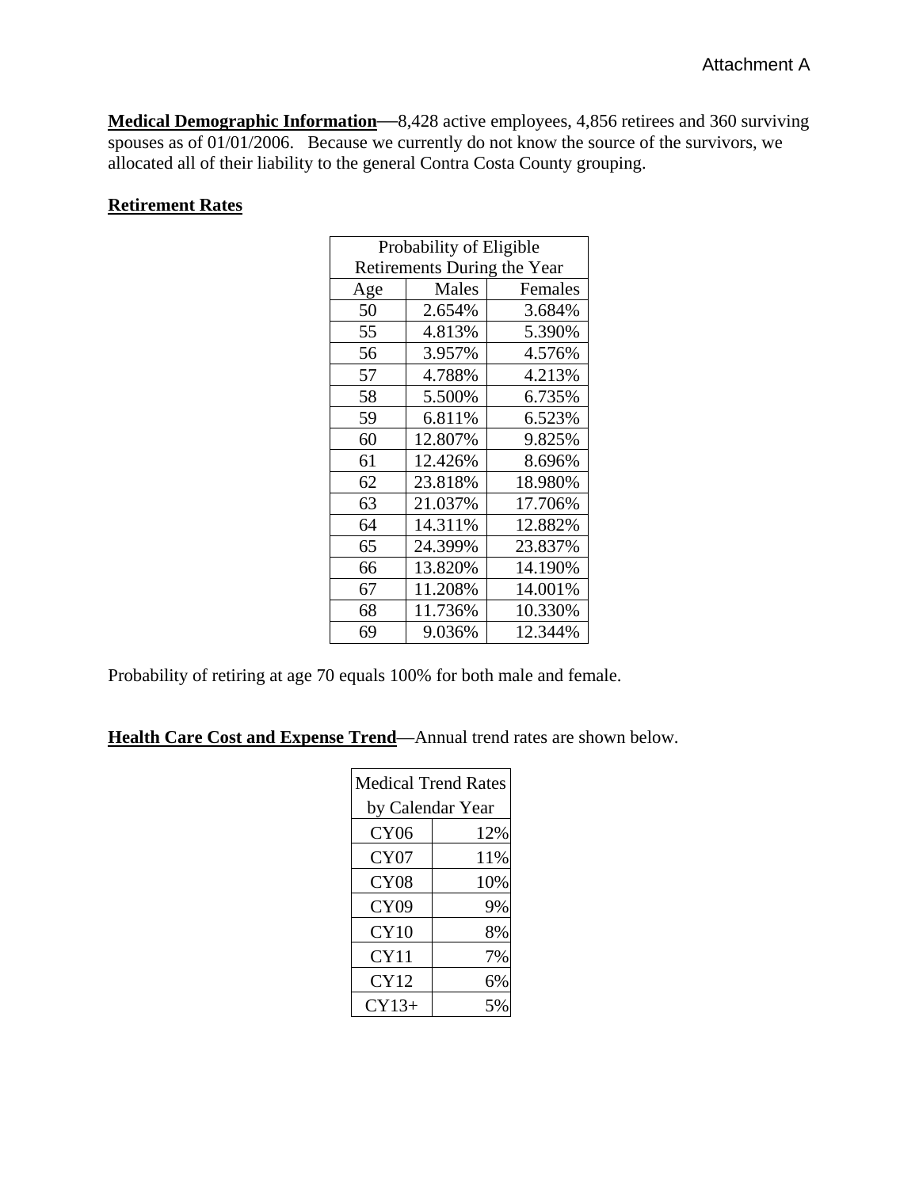Attachment A

**Medical Demographic Information**—8,428 active employees, 4,856 retirees and 360 surviving spouses as of 01/01/2006. Because we currently do not know the source of the survivors, we allocated all of their liability to the general Contra Costa County grouping.

**Retirement Rates**

| Probability of Eligible Retirements During the Year | | |
|---|---|---|
| Age | Males | Females |
| 50 | 2.654% | 3.684% |
| 55 | 4.813% | 5.390% |
| 56 | 3.957% | 4.576% |
| 57 | 4.788% | 4.213% |
| 58 | 5.500% | 6.735% |
| 59 | 6.811% | 6.523% |
| 60 | 12.807% | 9.825% |
| 61 | 12.426% | 8.696% |
| 62 | 23.818% | 18.980% |
| 63 | 21.037% | 17.706% |
| 64 | 14.311% | 12.882% |
| 65 | 24.399% | 23.837% |
| 66 | 13.820% | 14.190% |
| 67 | 11.208% | 14.001% |
| 68 | 11.736% | 10.330% |
| 69 | 9.036% | 12.344% |

Probability of retiring at age 70 equals 100% for both male and female.

**Health Care Cost and Expense Trend**—Annual trend rates are shown below.

| Medical Trend Rates by Calendar Year | |
|---|---|
| CY06 | 12% |
| CY07 | 11% |
| CY08 | 10% |
| CY09 | 9% |
| CY10 | 8% |
| CY11 | 7% |
| CY12 | 6% |
| CY13+ | 5% |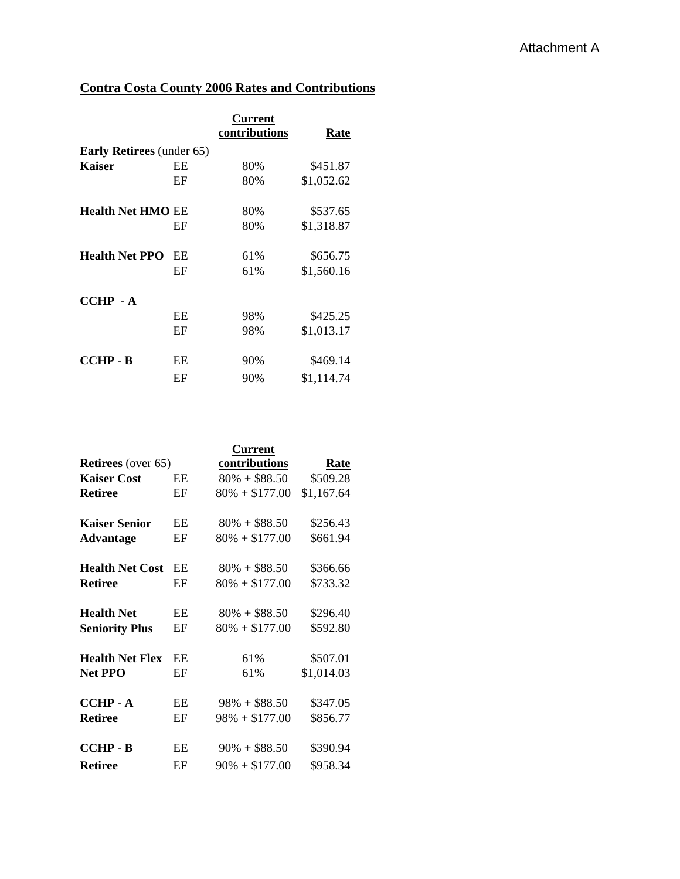Attachment A

## Contra Costa County 2006 Rates and Contributions

| | | Current contributions | Rate |
|---|---|---|---|
| **Early Retirees** (under 65) | | | |
| **Kaiser** | EE | 80% | $451.87 |
| | EF | 80% | $1,052.62 |
| **Health Net HMO** | EE | 80% | $537.65 |
| | EF | 80% | $1,318.87 |
| **Health Net PPO** | EE | 61% | $656.75 |
| | EF | 61% | $1,560.16 |
| **CCHP - A** | | | |
| | EE | 98% | $425.25 |
| | EF | 98% | $1,013.17 |
| **CCHP - B** | EE | 90% | $469.14 |
| | EF | 90% | $1,114.74 |

| | | Current contributions | Rate |
|---|---|---|---|
| **Retirees** (over 65) | | | |
| **Kaiser Cost** | EE | 80% + $88.50 | $509.28 |
| **Retiree** | EF | 80% + $177.00 | $1,167.64 |
| **Kaiser Senior** | EE | 80% + $88.50 | $256.43 |
| **Advantage** | EF | 80% + $177.00 | $661.94 |
| **Health Net Cost** | EE | 80% + $88.50 | $366.66 |
| **Retiree** | EF | 80% + $177.00 | $733.32 |
| **Health Net** | EE | 80% + $88.50 | $296.40 |
| **Seniority Plus** | EF | 80% + $177.00 | $592.80 |
| **Health Net Flex** | EE | 61% | $507.01 |
| **Net PPO** | EF | 61% | $1,014.03 |
| **CCHP - A** | EE | 98% + $88.50 | $347.05 |
| **Retiree** | EF | 98% + $177.00 | $856.77 |
| **CCHP - B** | EE | 90% + $88.50 | $390.94 |
| **Retiree** | EF | 90% + $177.00 | $958.34 |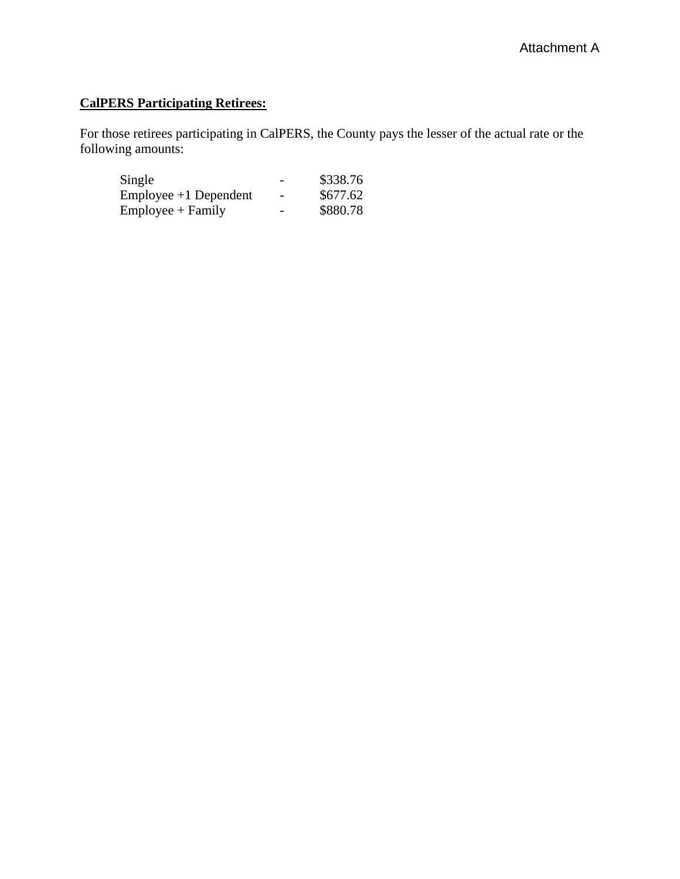Attachment A

**CalPERS Participating Retirees:**

For those retirees participating in CalPERS, the County pays the lesser of the actual rate or the following amounts:

| | | |
|---|---|---|
| Single | - | $338.76 |
| Employee +1 Dependent | - | $677.62 |
| Employee + Family | - | $880.78 |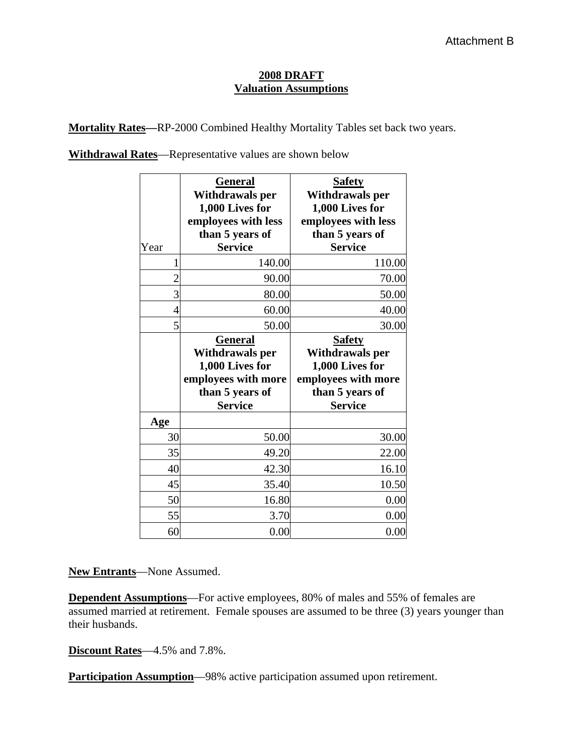Attachment B

**2008 DRAFT**
**Valuation Assumptions**

**Mortality Rates—**RP-2000 Combined Healthy Mortality Tables set back two years.

**Withdrawal Rates**—Representative values are shown below

| Year | **General** Withdrawals per 1,000 Lives for employees with less than 5 years of Service | **Safety** Withdrawals per 1,000 Lives for employees with less than 5 years of Service |
|---|---|---|
| 1 | 140.00 | 110.00 |
| 2 | 90.00 | 70.00 |
| 3 | 80.00 | 50.00 |
| 4 | 60.00 | 40.00 |
| 5 | 50.00 | 30.00 |
| | **General** Withdrawals per 1,000 Lives for employees with more than 5 years of Service | **Safety** Withdrawals per 1,000 Lives for employees with more than 5 years of Service |
| **Age** | | |
| 30 | 50.00 | 30.00 |
| 35 | 49.20 | 22.00 |
| 40 | 42.30 | 16.10 |
| 45 | 35.40 | 10.50 |
| 50 | 16.80 | 0.00 |
| 55 | 3.70 | 0.00 |
| 60 | 0.00 | 0.00 |

**New Entrants**—None Assumed.

**Dependent Assumptions**—For active employees, 80% of males and 55% of females are assumed married at retirement. Female spouses are assumed to be three (3) years younger than their husbands.

**Discount Rates**—4.5% and 7.8%.

**Participation Assumption**—98% active participation assumed upon retirement.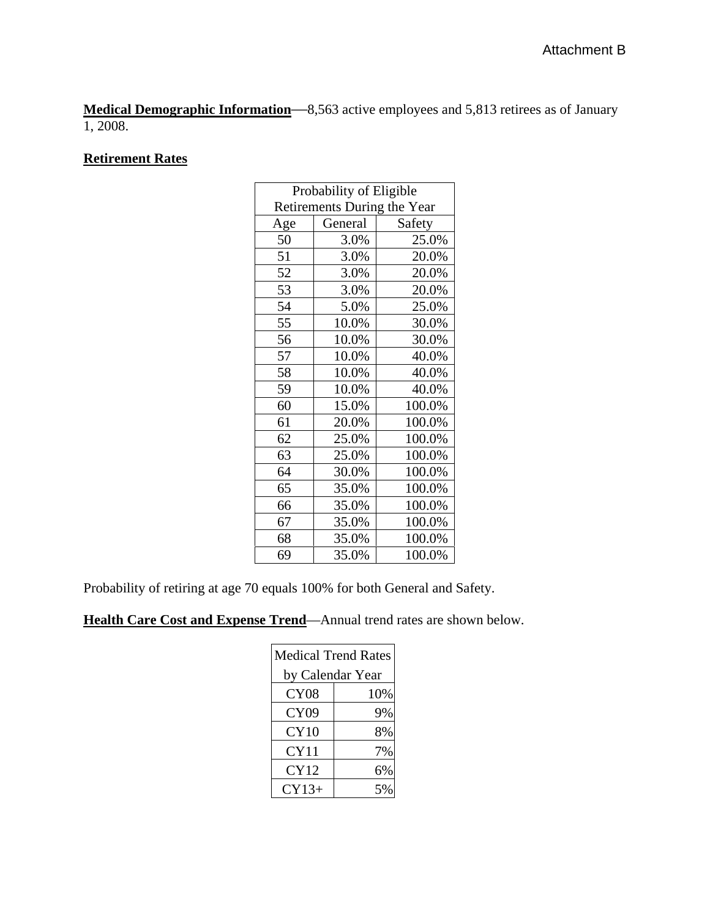Attachment B

**Medical Demographic Information**—8,563 active employees and 5,813 retirees as of January 1, 2008.

**Retirement Rates**

| Probability of Eligible Retirements During the Year | | |
|---|---|---|
| Age | General | Safety |
| 50 | 3.0% | 25.0% |
| 51 | 3.0% | 20.0% |
| 52 | 3.0% | 20.0% |
| 53 | 3.0% | 20.0% |
| 54 | 5.0% | 25.0% |
| 55 | 10.0% | 30.0% |
| 56 | 10.0% | 30.0% |
| 57 | 10.0% | 40.0% |
| 58 | 10.0% | 40.0% |
| 59 | 10.0% | 40.0% |
| 60 | 15.0% | 100.0% |
| 61 | 20.0% | 100.0% |
| 62 | 25.0% | 100.0% |
| 63 | 25.0% | 100.0% |
| 64 | 30.0% | 100.0% |
| 65 | 35.0% | 100.0% |
| 66 | 35.0% | 100.0% |
| 67 | 35.0% | 100.0% |
| 68 | 35.0% | 100.0% |
| 69 | 35.0% | 100.0% |

Probability of retiring at age 70 equals 100% for both General and Safety.

**Health Care Cost and Expense Trend**—Annual trend rates are shown below.

| Medical Trend Rates by Calendar Year | |
|---|---|
| CY08 | 10% |
| CY09 | 9% |
| CY10 | 8% |
| CY11 | 7% |
| CY12 | 6% |
| CY13+ | 5% |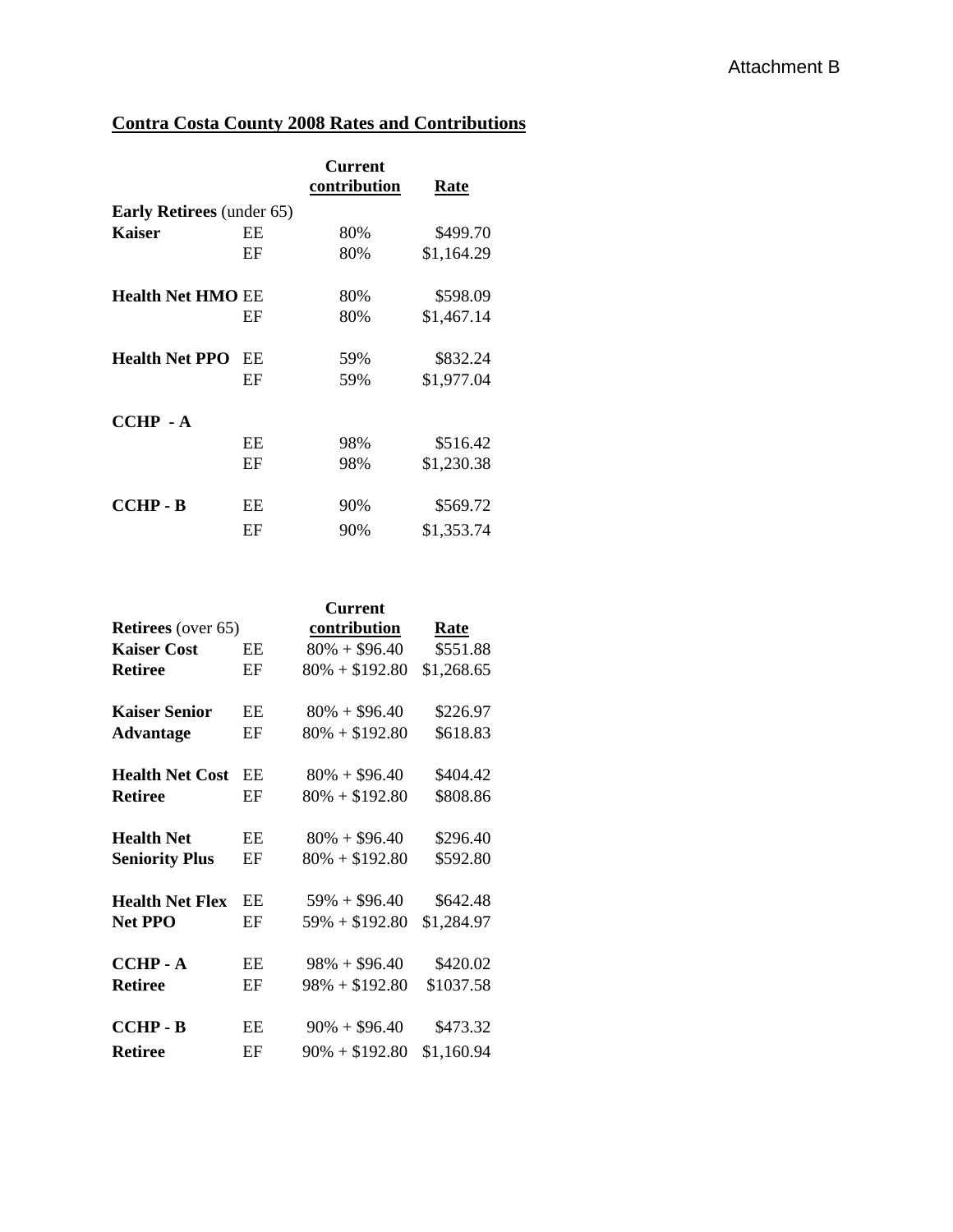Attachment B

## Contra Costa County 2008 Rates and Contributions

| | | Current contribution | Rate |
|---|---|---|---|
| **Early Retirees** (under 65) | | | |
| **Kaiser** | EE | 80% | $499.70 |
| | EF | 80% | $1,164.29 |
| **Health Net HMO** | EE | 80% | $598.09 |
| | EF | 80% | $1,467.14 |
| **Health Net PPO** | EE | 59% | $832.24 |
| | EF | 59% | $1,977.04 |
| **CCHP - A** | | | |
| | EE | 98% | $516.42 |
| | EF | 98% | $1,230.38 |
| **CCHP - B** | EE | 90% | $569.72 |
| | EF | 90% | $1,353.74 |

| **Retirees** (over 65) | | Current contribution | Rate |
|---|---|---|---|
| **Kaiser Cost** | EE | 80% + $96.40 | $551.88 |
| **Retiree** | EF | 80% + $192.80 | $1,268.65 |
| **Kaiser Senior** | EE | 80% + $96.40 | $226.97 |
| **Advantage** | EF | 80% + $192.80 | $618.83 |
| **Health Net Cost** | EE | 80% + $96.40 | $404.42 |
| **Retiree** | EF | 80% + $192.80 | $808.86 |
| **Health Net** | EE | 80% + $96.40 | $296.40 |
| **Seniority Plus** | EF | 80% + $192.80 | $592.80 |
| **Health Net Flex** | EE | 59% + $96.40 | $642.48 |
| **Net PPO** | EF | 59% + $192.80 | $1,284.97 |
| **CCHP - A** | EE | 98% + $96.40 | $420.02 |
| **Retiree** | EF | 98% + $192.80 | $1037.58 |
| **CCHP - B** | EE | 90% + $96.40 | $473.32 |
| **Retiree** | EF | 90% + $192.80 | $1,160.94 |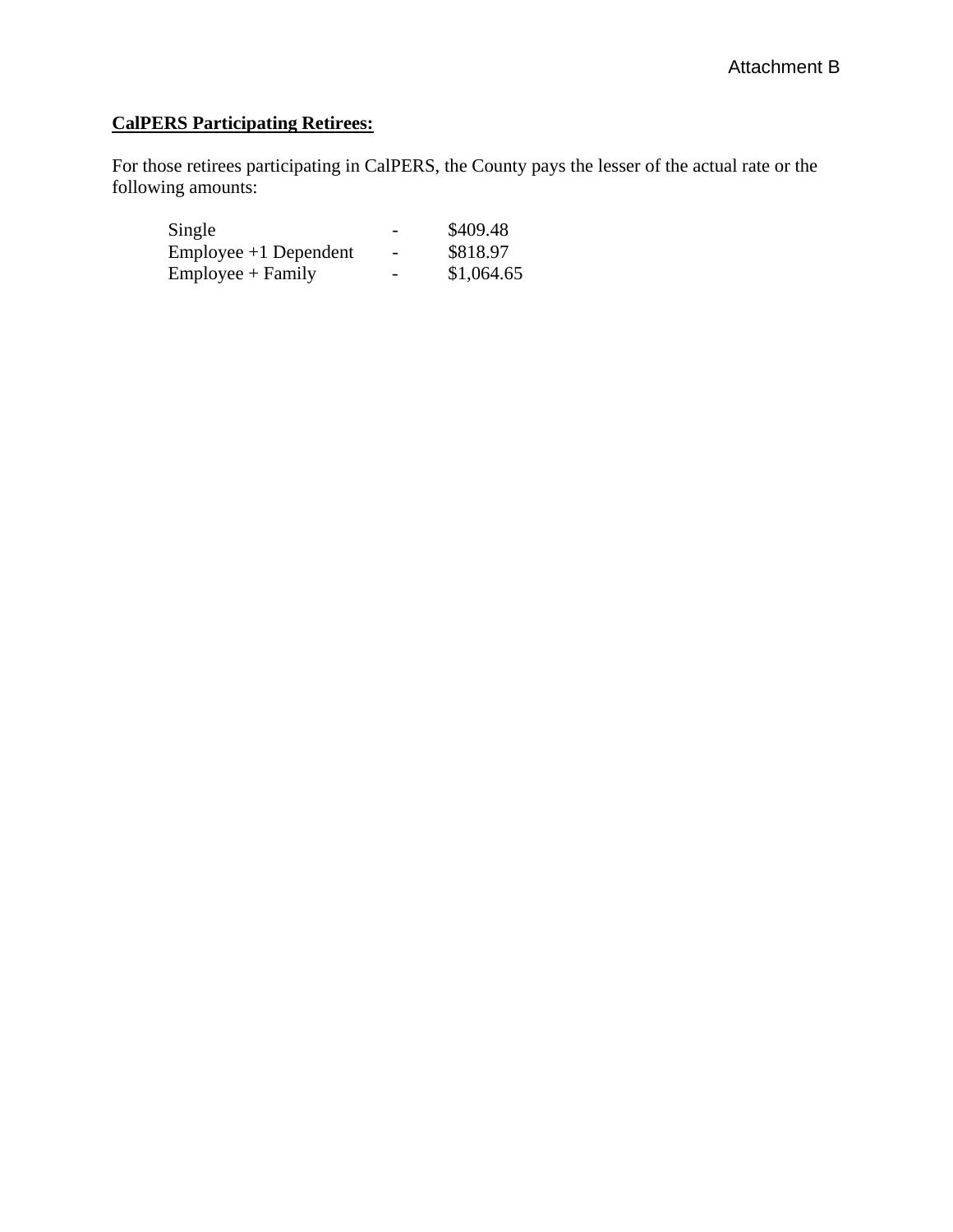Attachment B

**CalPERS Participating Retirees:**

For those retirees participating in CalPERS, the County pays the lesser of the actual rate or the following amounts:

| | | |
|---|---|---|
| Single | - | $409.48 |
| Employee +1 Dependent | - | $818.97 |
| Employee + Family | - | $1,064.65 |